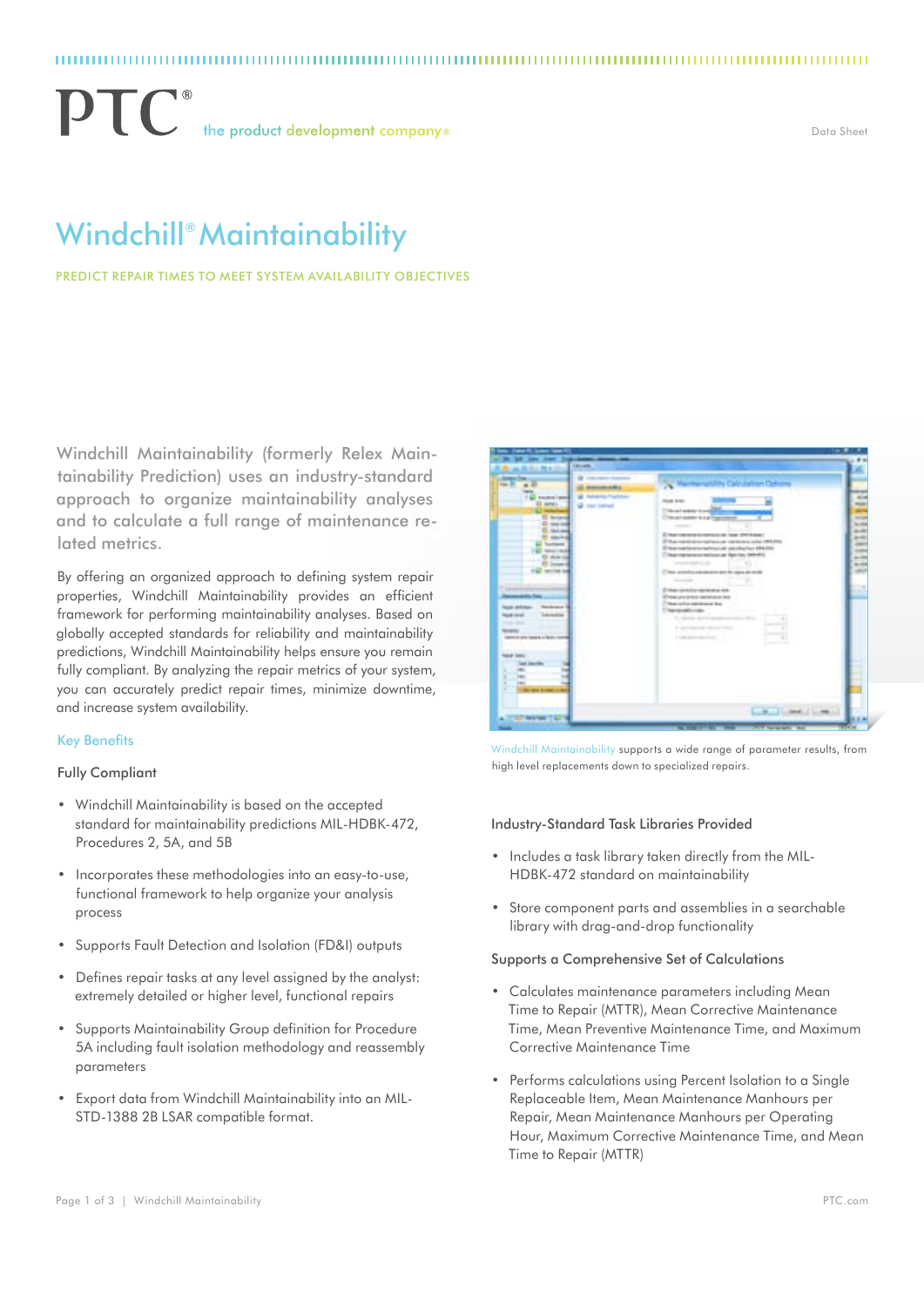# Windchill® Maintainability

PREDICT REPAIR TIMES TO MEET SYSTEM AVAILABILITY OBJECTIVES

Windchill Maintainability (formerly Relex Maintainability Prediction) uses an industry-standard approach to organize maintainability analyses and to calculate a full range of maintenance related metrics.

By offering an organized approach to defining system repair properties, Windchill Maintainability provides an efficient framework for performing maintainability analyses. Based on globally accepted standards for reliability and maintainability predictions, Windchill Maintainability helps ensure you remain fully compliant. By analyzing the repair metrics of your system, you can accurately predict repair times, minimize downtime, and increase system availability.

## Key Benefits

### Fully Compliant

- Windchill Maintainability is based on the accepted standard for maintainability predictions MIL-HDBK-472, Procedures 2, 5A, and 5B
- Incorporates these methodologies into an easy-to-use, functional framework to help organize your analysis process
- Supports Fault Detection and Isolation (FD&I) outputs
- Defines repair tasks at any level assigned by the analyst: extremely detailed or higher level, functional repairs
- Supports Maintainability Group definition for Procedure 5A including fault isolation methodology and reassembly parameters
- Export data from Windchill Maintainability into an MIL-STD-1388 2B LSAR compatible format.

Windchill Maintainability supports a wide range of parameter results, from high level replacements down to specialized repairs.

### Industry-Standard Task Libraries Provided

- Includes a task library taken directly from the MIL-HDBK-472 standard on maintainability
- Store component parts and assemblies in a searchable library with drag-and-drop functionality

### Supports a Comprehensive Set of Calculations

- Calculates maintenance parameters including Mean Time to Repair (MTTR), Mean Corrective Maintenance Time, Mean Preventive Maintenance Time, and Maximum Corrective Maintenance Time
- Performs calculations using Percent Isolation to a Single Replaceable Item, Mean Maintenance Manhours per Repair, Mean Maintenance Manhours per Operating Hour, Maximum Corrective Maintenance Time, and Mean Time to Repair (MTTR)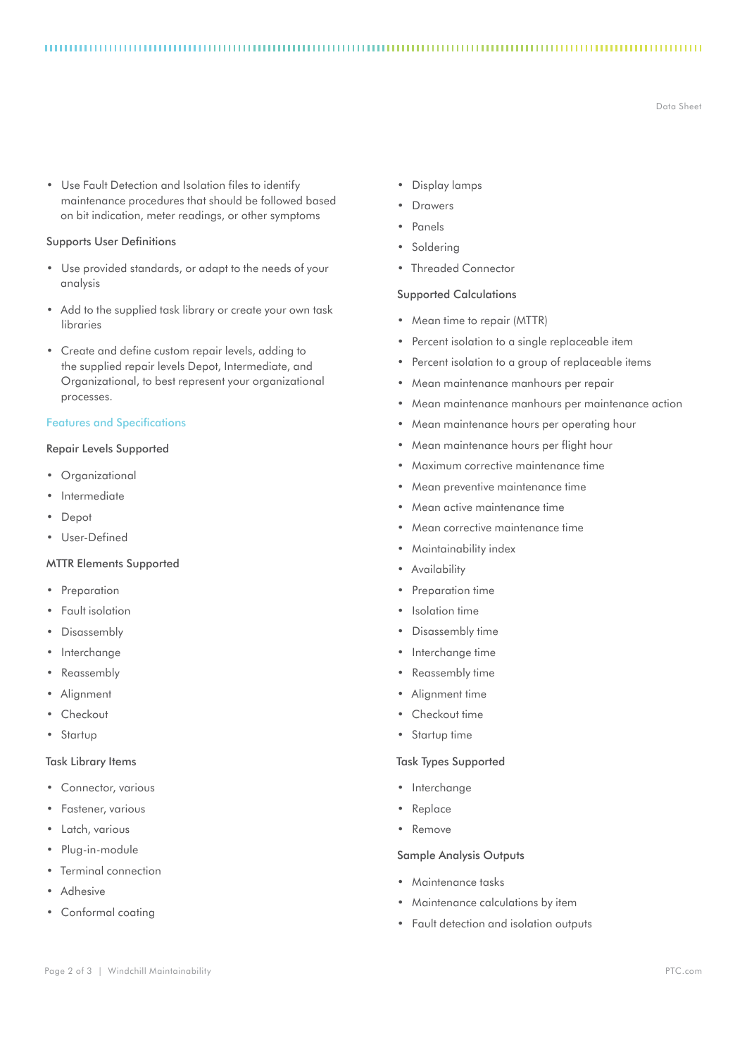- Use Fault Detection and Isolation files to identify maintenance procedures that should be followed based on bit indication, meter readings, or other symptoms

#### Supports User Definitions

- Use provided standards, or adapt to the needs of your analysis
- Add to the supplied task library or create your own task libraries
- Create and define custom repair levels, adding to the supplied repair levels Depot, Intermediate, and Organizational, to best represent your organizational processes.

## Features and Specifications

#### Repair Levels Supported

- Organizational
- Intermediate
- Depot
- User-Defined

#### MTTR Elements Supported

- Preparation
- Fault isolation
- Disassembly
- Interchange
- Reassembly
- Alignment
- Checkout
- Startup

#### Task Library Items

- Connector, various
- Fastener, various
- Latch, various
- Plug-in-module
- Terminal connection
- Adhesive
- Conformal coating
- Display lamps
- Drawers
- Panels
- Soldering
- Threaded Connector

#### Supported Calculations

- Mean time to repair (MTTR)
- Percent isolation to a single replaceable item
- Percent isolation to a group of replaceable items
- Mean maintenance manhours per repair
- Mean maintenance manhours per maintenance action
- Mean maintenance hours per operating hour
- Mean maintenance hours per flight hour
- Maximum corrective maintenance time
- Mean preventive maintenance time
- Mean active maintenance time
- Mean corrective maintenance time
- Maintainability index
- Availability
- Preparation time
- Isolation time
- Disassembly time
- Interchange time
- Reassembly time
- Alignment time
- Checkout time
- Startup time

#### Task Types Supported

- Interchange
- Replace
- Remove

#### Sample Analysis Outputs

- Maintenance tasks
- Maintenance calculations by item
- Fault detection and isolation outputs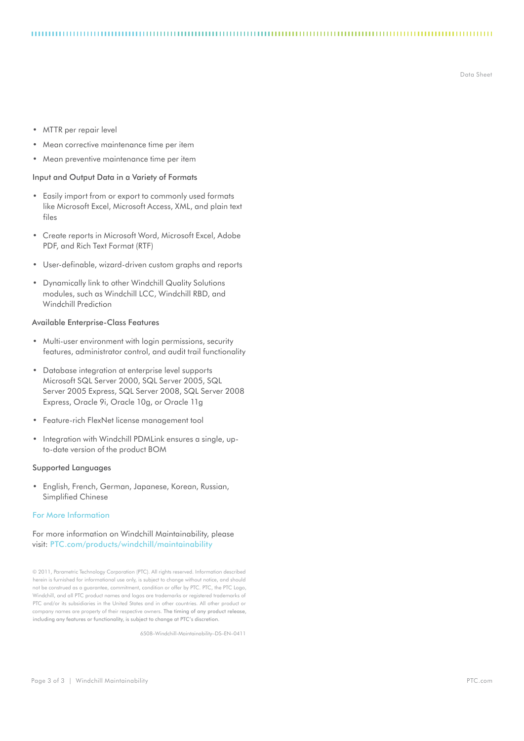- MTTR per repair level
- Mean corrective maintenance time per item
- Mean preventive maintenance time per item

### Input and Output Data in a Variety of Formats

- Easily import from or export to commonly used formats like Microsoft Excel, Microsoft Access, XML, and plain text files
- Create reports in Microsoft Word, Microsoft Excel, Adobe PDF, and Rich Text Format (RTF)
- User-definable, wizard-driven custom graphs and reports
- Dynamically link to other Windchill Quality Solutions modules, such as Windchill LCC, Windchill RBD, and Windchill Prediction

### Available Enterprise-Class Features

- Multi-user environment with login permissions, security features, administrator control, and audit trail functionality
- Database integration at enterprise level supports Microsoft SQL Server 2000, SQL Server 2005, SQL Server 2005 Express, SQL Server 2008, SQL Server 2008 Express, Oracle 9i, Oracle 10g, or Oracle 11g
- Feature-rich FlexNet license management tool
- Integration with Windchill PDMLink ensures a single, up-to-date version of the product BOM

### Supported Languages

- English, French, German, Japanese, Korean, Russian, Simplified Chinese

## For More Information

For more information on Windchill Maintainability, please visit: PTC.com/products/windchill/maintainability

© 2011, Parametric Technology Corporation (PTC). All rights reserved. Information described herein is furnished for informational use only, is subject to change without notice, and should not be construed as a guarantee, commitment, condition or offer by PTC. PTC, the PTC Logo, Windchill, and all PTC product names and logos are trademarks or registered trademarks of PTC and/or its subsidiaries in the United States and in other countries. All other product or company names are property of their respective owners. The timing of any product release, including any features or functionality, is subject to change at PTC's discretion.

6508–Windchill-Maintainability–DS–EN–0411